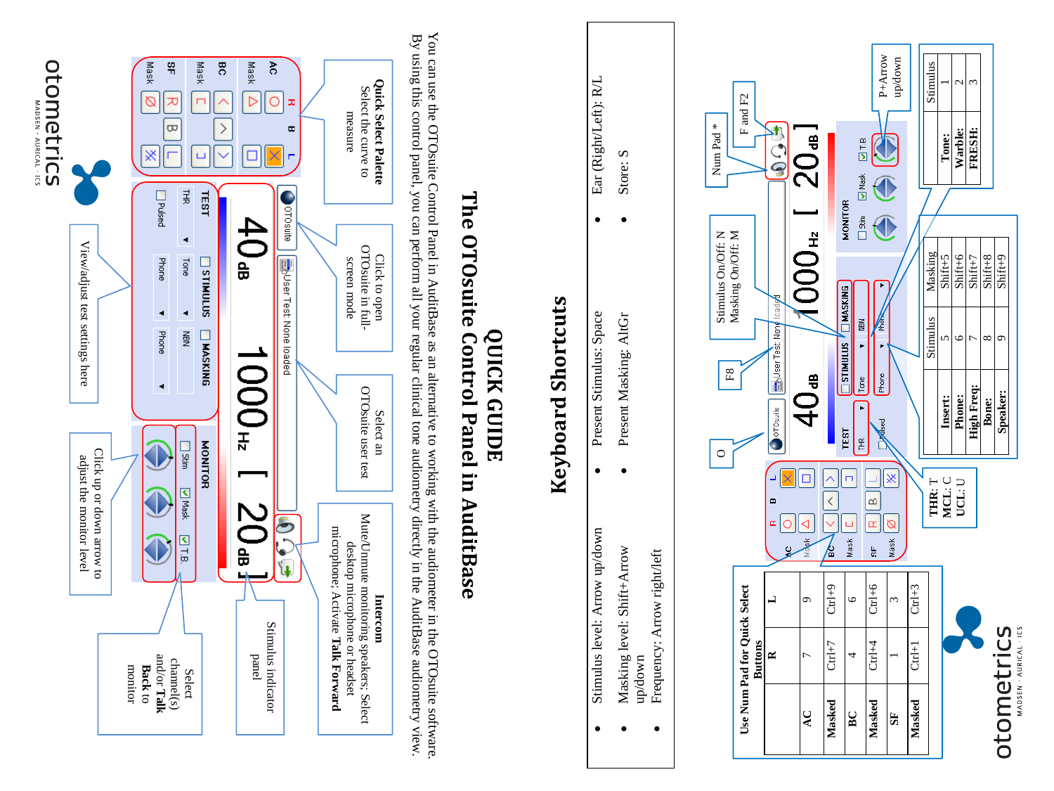# QUICK GUIDE

## The OTOsuite Control Panel in AuditBase

You can use the OTOsuite Control Panel in AuditBase as an alternative to working with the audiometer in the OTOsuite software. By using this control panel, you can perform all your regular clinical tone audiometry directly in the AuditBase audiometry view.

**Quick Select Palette**
Select the curve to measure

Click to open OTOsuite in full-screen mode

Select an OTOsuite user test

**Intercom**
Mute/Unmute monitoring speakers; Select desktop microphone or headset microphone; Activate **Talk Forward**

View/adjust test settings here

Stimulus indicator panel

Click up or down arrow to adjust the monitor level

Select channel(s) and/or **Talk Back** to monitor

otometrics
MADSEN · AURICAL · ICS

## Keyboard Shortcuts

- Stimulus level: Arrow up/down
- Masking level: Shift+Arrow up/down
- Frequency: Arrow right/left
- Present Stimulus: Space
- Present Masking: AltGr
- Ear (Right/Left): R/L
- Store: S

O

F8

Stimulus On/Off: N
Masking On/Off: M

Num Pad *

F and F2

P+Arrow up/down

THR: T
MCL: C
UCL: U

| Stimulus | |
|---|---|
| **Tone:** | 1 |
| **Warble:** | 2 |
| **FRESH:** | 3 |

| | Stimulus | Masking |
|---|---|---|
| **Insert:** | 5 | Shift+5 |
| **Phone:** | 6 | Shift+6 |
| **High Freq:** | 7 | Shift+7 |
| **Bone:** | 8 | Shift+8 |
| **Speaker:** | 9 | Shift+9 |

**Use Num Pad for Quick Select Buttons**

| | R | L |
|---|---|---|
| **AC** | 7 | 9 |
| **Masked** | Ctrl+7 | Ctrl+9 |
| **BC** | 4 | 6 |
| **Masked** | Ctrl+4 | Ctrl+6 |
| **SF** | 1 | 3 |
| **Masked** | Ctrl+1 | Ctrl+3 |

otometrics
MADSEN · AURICAL · ICS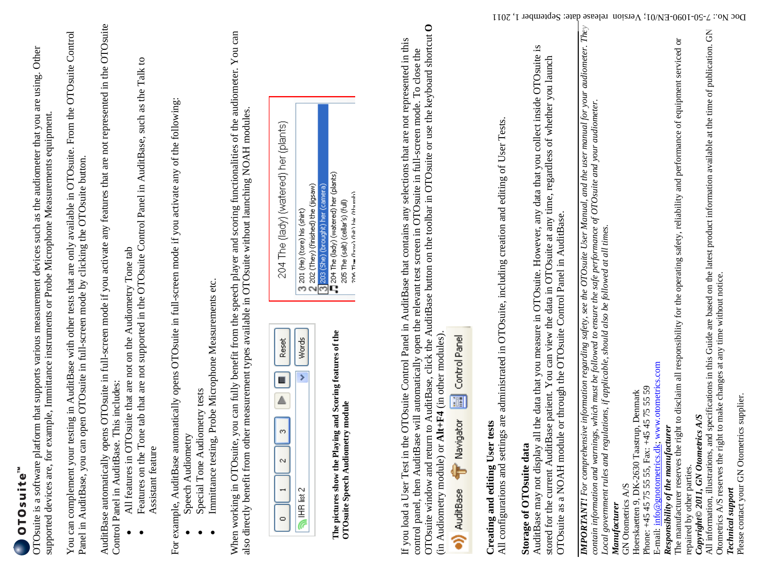**OTOsuite™**

OTOsuite is a software platform that supports various measurement devices such as the audiometer that you are using. Other supported devices are, for example, Immittance instruments or Probe Microphone Measurements equipment.

You can complement your testing in AuditBase with other tests that are only available in OTOsuite. From the OTOsuite Control Panel in AuditBase, you can open OTOsuite in full-screen mode by clicking the OTOsuite button.

AuditBase automatically opens OTOsuite in full-screen mode if you activate any features that are not represented in the OTOsuite Control Panel in AuditBase. This includes:

- All features in OTOsuite that are not on the Audiometry Tone tab
- Features on the Tone tab that are not supported in the OTOsuite Control Panel in AuditBase, such as the Talk to Assistant feature

For example, AuditBase automatically opens OTOsuite in full-screen mode if you activate any of the following:

- Speech Audiometry
- Special Tone Audiometry tests
- Immittance testing, Probe Microphone Measurements etc.

When working in OTOsuite, you can fully benefit from the speech player and scoring functionalities of the audiometer. You can also directly benefit from other measurement types available in OTOsuite without launching NOAH modules.

**The pictures show the Playing and Scoring features of the OTOsuite Speech Audiometry module**

If you load a User Test in the OTOsuite Control Panel in AuditBase that contains any selections that are not represented in this control panel, then AuditBase will automatically open the relevant test screen in OTOsuite in full-screen mode. To close the OTOsuite window and return to AuditBase, click the AuditBase button on the toolbar in OTOsuite or use the keyboard shortcut **O** (in Audiometry module) or **Alt+F4** (in other modules).

**Creating and editing User tests**

All configurations and settings are administrated in OTOsuite, including creation and editing of User Tests.

**Storage of OTOsuite data**

AuditBase may not display all the data that you measure in OTOsuite. However, any data that you collect inside OTOsuite is stored for the current AuditBase patient. You can view the data in OTOsuite at any time, regardless of whether you launch OTOsuite as a NOAH module or through the OTOsuite Control Panel in AuditBase.

***IMPORTANT!*** *For comprehensive information regarding safety, see the OTOsuite User Manual, and the user manual for your audiometer. They contain information and warnings, which must be followed to ensure the safe performance of OTOsuite and your audiometer. Local government rules and regulations, if applicable, should also be followed at all times.*

***Manufacturer***
GN Otometrics A/S
Hoerskaetten 9, DK-2630 Taastrup, Denmark
Phone: +45 45 75 55 55, Fax: +45 45 75 55 59
E-mail: info@gnotometrics.dk; www.otometrics.com

***Responsibility of the manufacturer***
The manufacturer reserves the right to disclaim all responsibility for the operating safety, reliability and performance of equipment serviced or repaired by other parties.

***Copyright© 2011, GN Otometrics A/S***
All information, illustrations, and specifications in this Guide are based on the latest product information available at the time of publication. GN Otometrics A/S reserves the right to make changes at any time without notice.

***Technical support***
Please contact your GN Otometrics supplier.

Doc No.: 7-50-1090-EN/01; Version release date: September 1, 2011